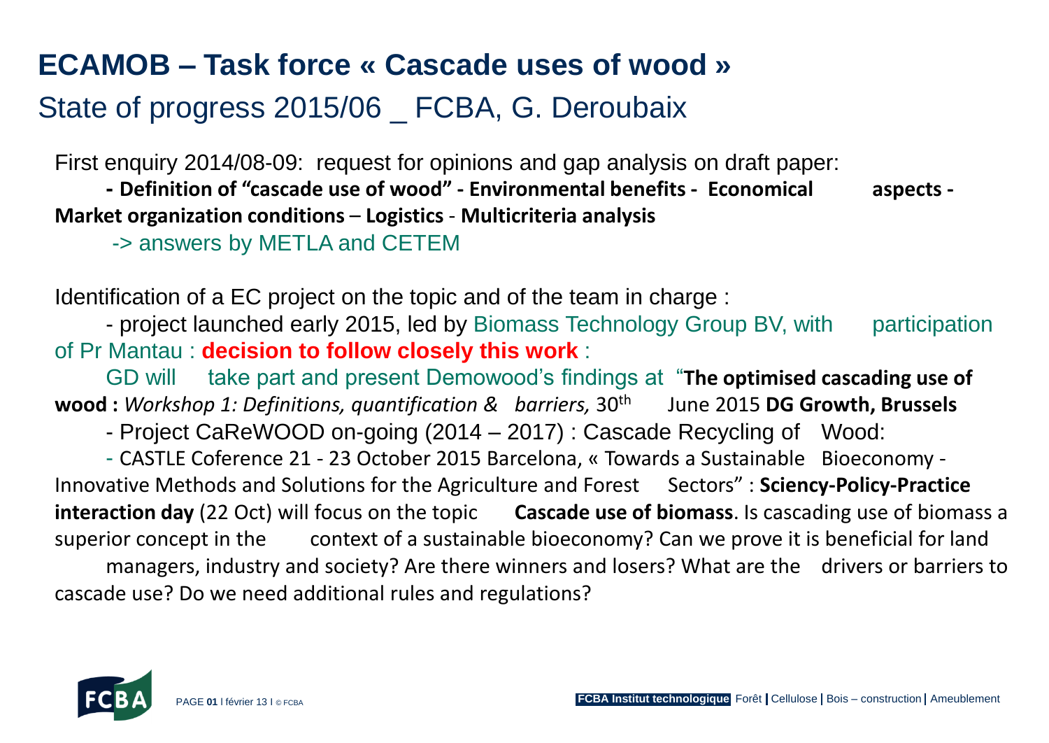# ECAMOB – Task force « Cascade uses of wood »

## State of progress 2015/06 _ FCBA, G. Deroubaix

First enquiry 2014/08-09: request for opinions and gap analysis on draft paper:

**- Definition of "cascade use of wood" - Environmental benefits - Economical aspects - Market organization conditions** – **Logistics** - **Multicriteria analysis**

-> answers by METLA and CETEM

Identification of a EC project on the topic and of the team in charge :

- project launched early 2015, led by Biomass Technology Group BV, with participation of Pr Mantau : **decision to follow closely this work** :

GD will take part and present Demowood's findings at "**The optimised cascading use of wood :** *Workshop 1: Definitions, quantification & barriers,* 30th June 2015 **DG Growth, Brussels**

- Project CaReWOOD on-going (2014 – 2017) : Cascade Recycling of Wood:

- CASTLE Coference 21 - 23 October 2015 Barcelona, « Towards a Sustainable Bioeconomy - Innovative Methods and Solutions for the Agriculture and Forest Sectors" : **Sciency-Policy-Practice interaction day** (22 Oct) will focus on the topic **Cascade use of biomass**. Is cascading use of biomass a superior concept in the context of a sustainable bioeconomy? Can we prove it is beneficial for land managers, industry and society? Are there winners and losers? What are the drivers or barriers to cascade use? Do we need additional rules and regulations?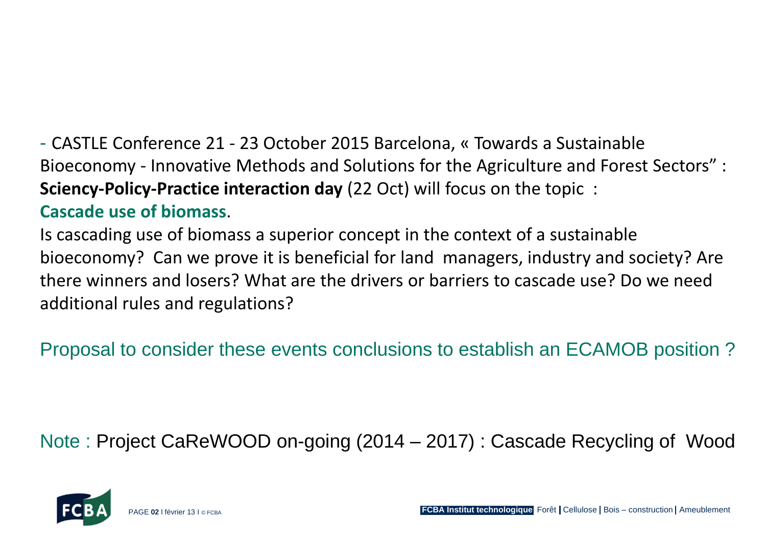- CASTLE Conference 21 - 23 October 2015 Barcelona, « Towards a Sustainable Bioeconomy - Innovative Methods and Solutions for the Agriculture and Forest Sectors" : **Sciency-Policy-Practice interaction day** (22 Oct) will focus on the topic :

**Cascade use of biomass**.

Is cascading use of biomass a superior concept in the context of a sustainable bioeconomy? Can we prove it is beneficial for land managers, industry and society? Are there winners and losers? What are the drivers or barriers to cascade use? Do we need additional rules and regulations?

Proposal to consider these events conclusions to establish an ECAMOB position ?

Note : Project CaReWOOD on-going (2014 – 2017) : Cascade Recycling of Wood